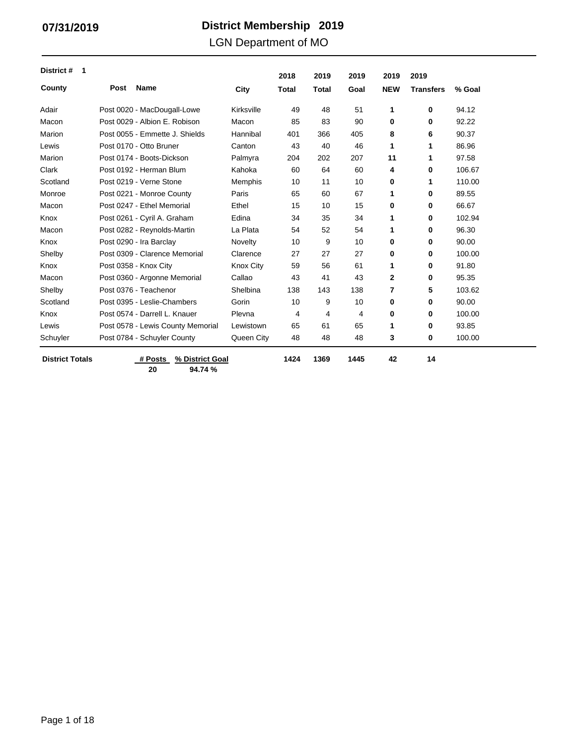07/31/2019

# District Membership 2019

## LGN Department of MO

**District # 1**

| County | Post Name | City | 2018 Total | 2019 Total | 2019 Goal | 2019 NEW | 2019 Transfers | % Goal |
|---|---|---|---|---|---|---|---|---|
| Adair | Post 0020 - MacDougall-Lowe | Kirksville | 49 | 48 | 51 | **1** | **0** | 94.12 |
| Macon | Post 0029 - Albion E. Robison | Macon | 85 | 83 | 90 | **0** | **0** | 92.22 |
| Marion | Post 0055 - Emmette J. Shields | Hannibal | 401 | 366 | 405 | **8** | **6** | 90.37 |
| Lewis | Post 0170 - Otto Bruner | Canton | 43 | 40 | 46 | **1** | **1** | 86.96 |
| Marion | Post 0174 - Boots-Dickson | Palmyra | 204 | 202 | 207 | **11** | **1** | 97.58 |
| Clark | Post 0192 - Herman Blum | Kahoka | 60 | 64 | 60 | **4** | **0** | 106.67 |
| Scotland | Post 0219 - Verne Stone | Memphis | 10 | 11 | 10 | **0** | **1** | 110.00 |
| Monroe | Post 0221 - Monroe County | Paris | 65 | 60 | 67 | **1** | **0** | 89.55 |
| Macon | Post 0247 - Ethel Memorial | Ethel | 15 | 10 | 15 | **0** | **0** | 66.67 |
| Knox | Post 0261 - Cyril A. Graham | Edina | 34 | 35 | 34 | **1** | **0** | 102.94 |
| Macon | Post 0282 - Reynolds-Martin | La Plata | 54 | 52 | 54 | **1** | **0** | 96.30 |
| Knox | Post 0290 - Ira Barclay | Novelty | 10 | 9 | 10 | **0** | **0** | 90.00 |
| Shelby | Post 0309 - Clarence Memorial | Clarence | 27 | 27 | 27 | **0** | **0** | 100.00 |
| Knox | Post 0358 - Knox City | Knox City | 59 | 56 | 61 | **1** | **0** | 91.80 |
| Macon | Post 0360 - Argonne Memorial | Callao | 43 | 41 | 43 | **2** | **0** | 95.35 |
| Shelby | Post 0376 - Teachenor | Shelbina | 138 | 143 | 138 | **7** | **5** | 103.62 |
| Scotland | Post 0395 - Leslie-Chambers | Gorin | 10 | 9 | 10 | **0** | **0** | 90.00 |
| Knox | Post 0574 - Darrell L. Knauer | Plevna | 4 | 4 | 4 | **0** | **0** | 100.00 |
| Lewis | Post 0578 - Lewis County Memorial | Lewistown | 65 | 61 | 65 | **1** | **0** | 93.85 |
| Schuyler | Post 0784 - Schuyler County | Queen City | 48 | 48 | 48 | **3** | **0** | 100.00 |
| **District Totals** | **# Posts** 20 / **% District Goal** 94.74 % | | **1424** | **1369** | **1445** | **42** | **14** | |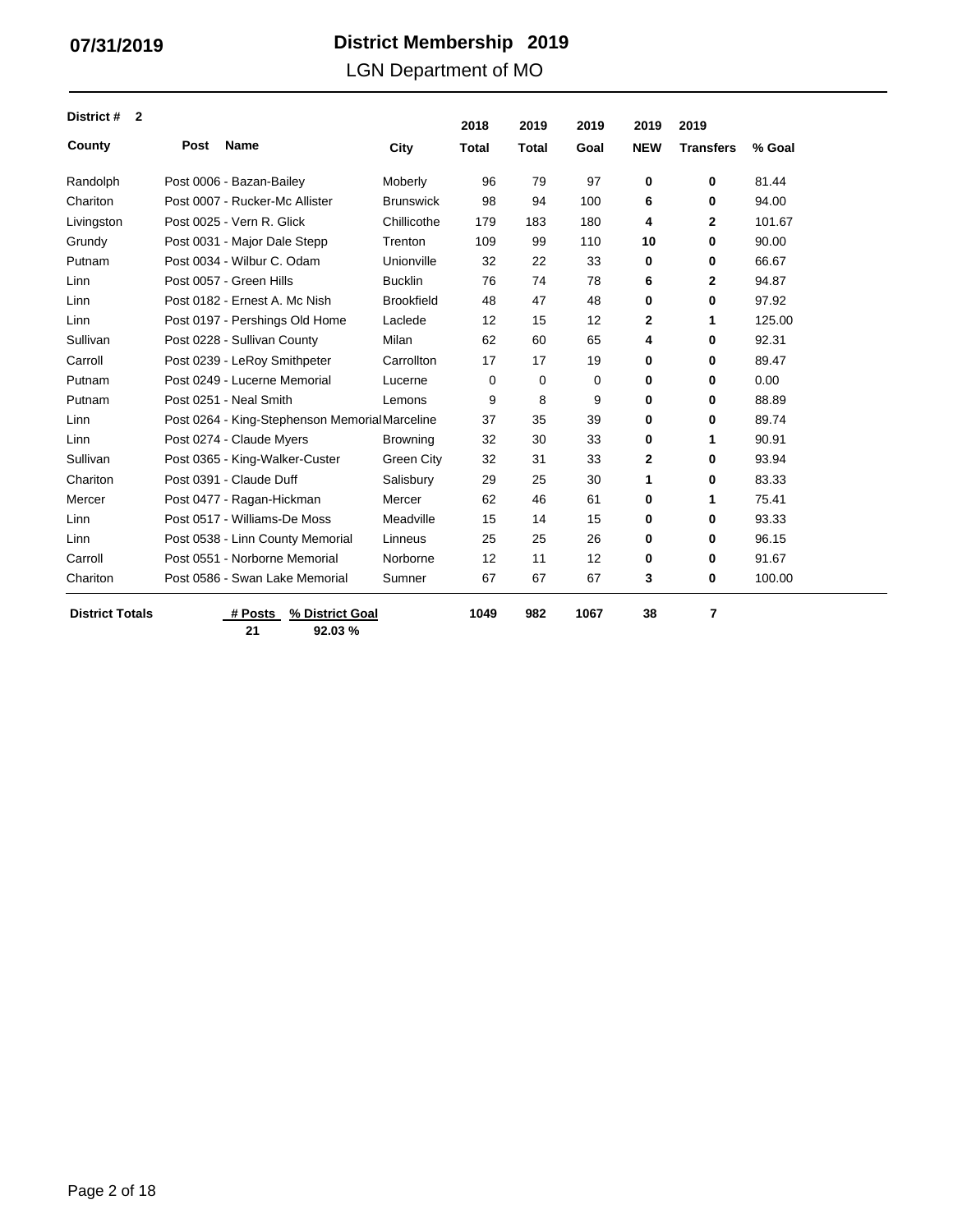**07/31/2019**

# District Membership 2019

## LGN Department of MO

**District # 2**

| County | Post Name | City | 2018 Total | 2019 Total | 2019 Goal | 2019 NEW | 2019 Transfers | % Goal |
|---|---|---|---|---|---|---|---|---|
| Randolph | Post 0006 - Bazan-Bailey | Moberly | 96 | 79 | 97 | **0** | **0** | 81.44 |
| Chariton | Post 0007 - Rucker-Mc Allister | Brunswick | 98 | 94 | 100 | **6** | **0** | 94.00 |
| Livingston | Post 0025 - Vern R. Glick | Chillicothe | 179 | 183 | 180 | **4** | **2** | 101.67 |
| Grundy | Post 0031 - Major Dale Stepp | Trenton | 109 | 99 | 110 | **10** | **0** | 90.00 |
| Putnam | Post 0034 - Wilbur C. Odam | Unionville | 32 | 22 | 33 | **0** | **0** | 66.67 |
| Linn | Post 0057 - Green Hills | Bucklin | 76 | 74 | 78 | **6** | **2** | 94.87 |
| Linn | Post 0182 - Ernest A. Mc Nish | Brookfield | 48 | 47 | 48 | **0** | **0** | 97.92 |
| Linn | Post 0197 - Pershings Old Home | Laclede | 12 | 15 | 12 | **2** | **1** | 125.00 |
| Sullivan | Post 0228 - Sullivan County | Milan | 62 | 60 | 65 | **4** | **0** | 92.31 |
| Carroll | Post 0239 - LeRoy Smithpeter | Carrollton | 17 | 17 | 19 | **0** | **0** | 89.47 |
| Putnam | Post 0249 - Lucerne Memorial | Lucerne | 0 | 0 | 0 | **0** | **0** | 0.00 |
| Putnam | Post 0251 - Neal Smith | Lemons | 9 | 8 | 9 | **0** | **0** | 88.89 |
| Linn | Post 0264 - King-Stephenson Memorial | Marceline | 37 | 35 | 39 | **0** | **0** | 89.74 |
| Linn | Post 0274 - Claude Myers | Browning | 32 | 30 | 33 | **0** | **1** | 90.91 |
| Sullivan | Post 0365 - King-Walker-Custer | Green City | 32 | 31 | 33 | **2** | **0** | 93.94 |
| Chariton | Post 0391 - Claude Duff | Salisbury | 29 | 25 | 30 | **1** | **0** | 83.33 |
| Mercer | Post 0477 - Ragan-Hickman | Mercer | 62 | 46 | 61 | **0** | **1** | 75.41 |
| Linn | Post 0517 - Williams-De Moss | Meadville | 15 | 14 | 15 | **0** | **0** | 93.33 |
| Linn | Post 0538 - Linn County Memorial | Linneus | 25 | 25 | 26 | **0** | **0** | 96.15 |
| Carroll | Post 0551 - Norborne Memorial | Norborne | 12 | 11 | 12 | **0** | **0** | 91.67 |
| Chariton | Post 0586 - Swan Lake Memorial | Sumner | 67 | 67 | 67 | **3** | **0** | 100.00 |
| **District Totals** | **# Posts** 21 / **% District Goal** 92.03 % | | **1049** | **982** | **1067** | **38** | **7** | |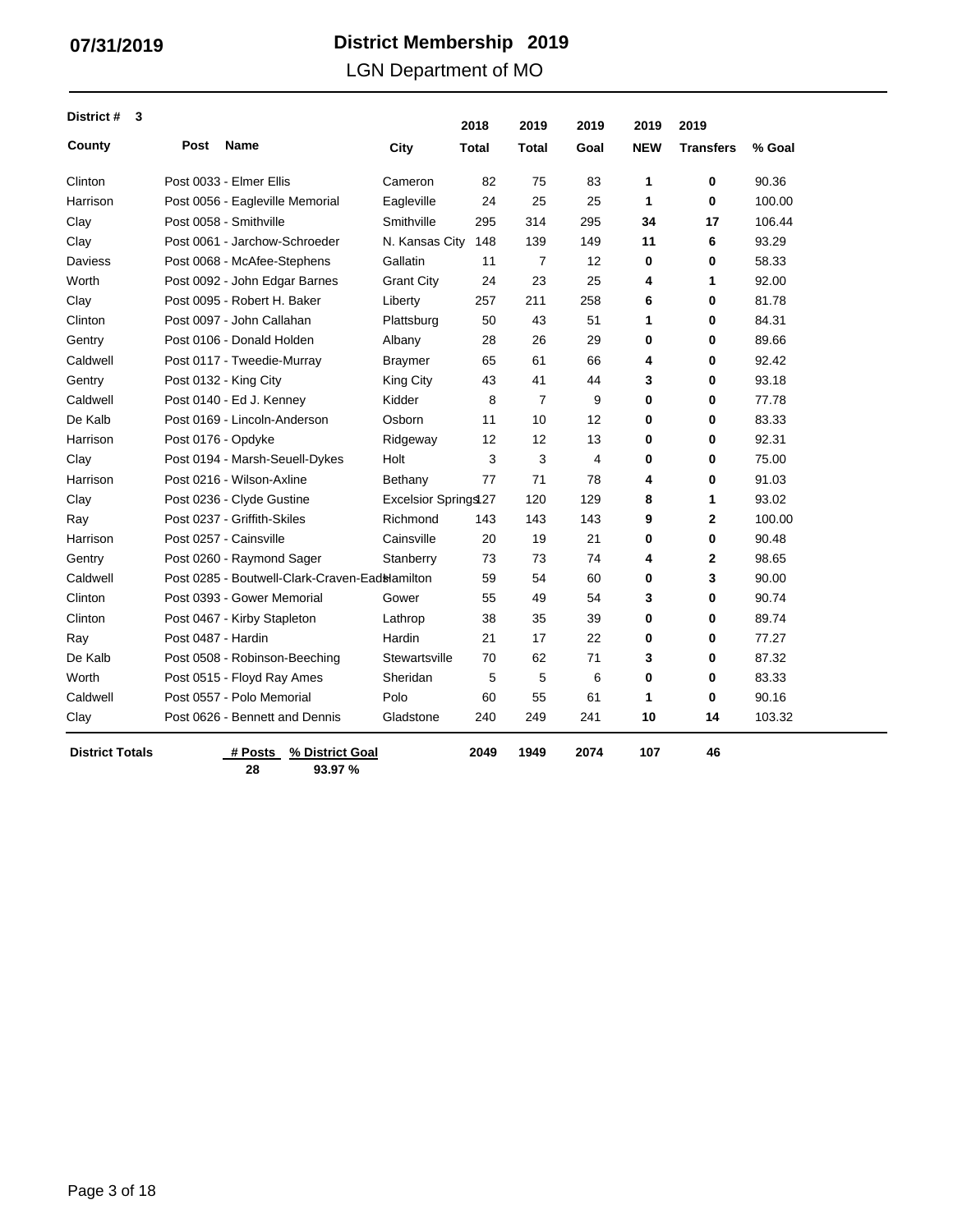07/31/2019

# District Membership 2019

LGN Department of MO

**District # 3**

| County | Post Name | City | 2018 Total | 2019 Total | 2019 Goal | 2019 NEW | 2019 Transfers | % Goal |
|---|---|---|---|---|---|---|---|---|
| Clinton | Post 0033 - Elmer Ellis | Cameron | 82 | 75 | 83 | **1** | **0** | 90.36 |
| Harrison | Post 0056 - Eagleville Memorial | Eagleville | 24 | 25 | 25 | **1** | **0** | 100.00 |
| Clay | Post 0058 - Smithville | Smithville | 295 | 314 | 295 | **34** | **17** | 106.44 |
| Clay | Post 0061 - Jarchow-Schroeder | N. Kansas City | 148 | 139 | 149 | **11** | **6** | 93.29 |
| Daviess | Post 0068 - McAfee-Stephens | Gallatin | 11 | 7 | 12 | **0** | **0** | 58.33 |
| Worth | Post 0092 - John Edgar Barnes | Grant City | 24 | 23 | 25 | **4** | **1** | 92.00 |
| Clay | Post 0095 - Robert H. Baker | Liberty | 257 | 211 | 258 | **6** | **0** | 81.78 |
| Clinton | Post 0097 - John Callahan | Plattsburg | 50 | 43 | 51 | **1** | **0** | 84.31 |
| Gentry | Post 0106 - Donald Holden | Albany | 28 | 26 | 29 | **0** | **0** | 89.66 |
| Caldwell | Post 0117 - Tweedie-Murray | Braymer | 65 | 61 | 66 | **4** | **0** | 92.42 |
| Gentry | Post 0132 - King City | King City | 43 | 41 | 44 | **3** | **0** | 93.18 |
| Caldwell | Post 0140 - Ed J. Kenney | Kidder | 8 | 7 | 9 | **0** | **0** | 77.78 |
| De Kalb | Post 0169 - Lincoln-Anderson | Osborn | 11 | 10 | 12 | **0** | **0** | 83.33 |
| Harrison | Post 0176 - Opdyke | Ridgeway | 12 | 12 | 13 | **0** | **0** | 92.31 |
| Clay | Post 0194 - Marsh-Seuell-Dykes | Holt | 3 | 3 | 4 | **0** | **0** | 75.00 |
| Harrison | Post 0216 - Wilson-Axline | Bethany | 77 | 71 | 78 | **4** | **0** | 91.03 |
| Clay | Post 0236 - Clyde Gustine | Excelsior Springs | 127 | 120 | 129 | **8** | **1** | 93.02 |
| Ray | Post 0237 - Griffith-Skiles | Richmond | 143 | 143 | 143 | **9** | **2** | 100.00 |
| Harrison | Post 0257 - Cainsville | Cainsville | 20 | 19 | 21 | **0** | **0** | 90.48 |
| Gentry | Post 0260 - Raymond Sager | Stanberry | 73 | 73 | 74 | **4** | **2** | 98.65 |
| Caldwell | Post 0285 - Boutwell-Clark-Craven-Eads | Hamilton | 59 | 54 | 60 | **0** | **3** | 90.00 |
| Clinton | Post 0393 - Gower Memorial | Gower | 55 | 49 | 54 | **3** | **0** | 90.74 |
| Clinton | Post 0467 - Kirby Stapleton | Lathrop | 38 | 35 | 39 | **0** | **0** | 89.74 |
| Ray | Post 0487 - Hardin | Hardin | 21 | 17 | 22 | **0** | **0** | 77.27 |
| De Kalb | Post 0508 - Robinson-Beeching | Stewartsville | 70 | 62 | 71 | **3** | **0** | 87.32 |
| Worth | Post 0515 - Floyd Ray Ames | Sheridan | 5 | 5 | 6 | **0** | **0** | 83.33 |
| Caldwell | Post 0557 - Polo Memorial | Polo | 60 | 55 | 61 | **1** | **0** | 90.16 |
| Clay | Post 0626 - Bennett and Dennis | Gladstone | 240 | 249 | 241 | **10** | **14** | 103.32 |
| **District Totals** | **# Posts: 28 / % District Goal: 93.97 %** | | **2049** | **1949** | **2074** | **107** | **46** | |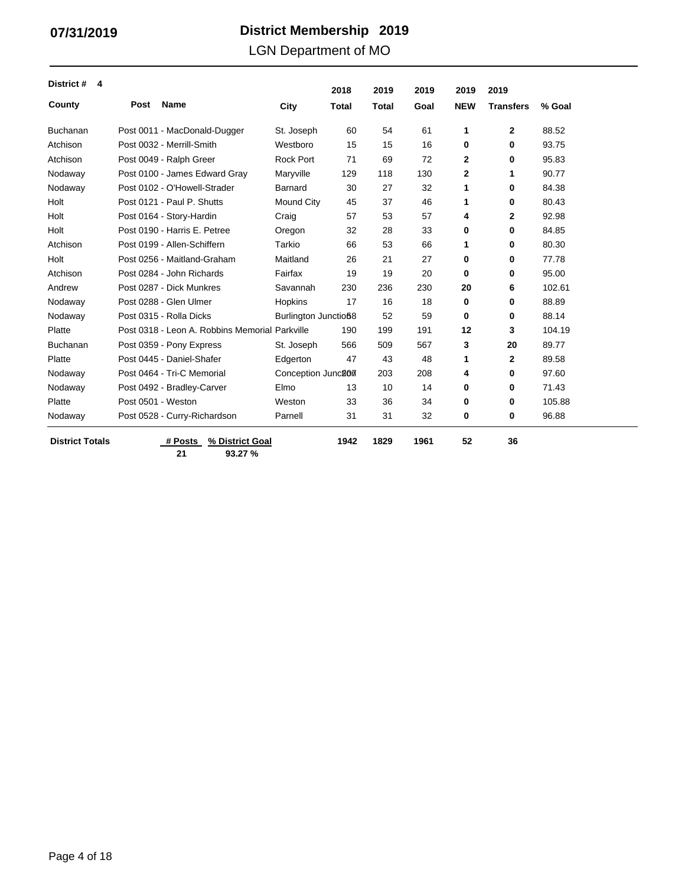07/31/2019

# District Membership 2019

## LGN Department of MO

**District # 4**

| County | Post Name | City | 2018 Total | 2019 Total | 2019 Goal | 2019 NEW | 2019 Transfers | % Goal |
|---|---|---|---|---|---|---|---|---|
| Buchanan | Post 0011 - MacDonald-Dugger | St. Joseph | 60 | 54 | 61 | **1** | **2** | 88.52 |
| Atchison | Post 0032 - Merrill-Smith | Westboro | 15 | 15 | 16 | **0** | **0** | 93.75 |
| Atchison | Post 0049 - Ralph Greer | Rock Port | 71 | 69 | 72 | **2** | **0** | 95.83 |
| Nodaway | Post 0100 - James Edward Gray | Maryville | 129 | 118 | 130 | **2** | **1** | 90.77 |
| Nodaway | Post 0102 - O'Howell-Strader | Barnard | 30 | 27 | 32 | **1** | **0** | 84.38 |
| Holt | Post 0121 - Paul P. Shutts | Mound City | 45 | 37 | 46 | **1** | **0** | 80.43 |
| Holt | Post 0164 - Story-Hardin | Craig | 57 | 53 | 57 | **4** | **2** | 92.98 |
| Holt | Post 0190 - Harris E. Petree | Oregon | 32 | 28 | 33 | **0** | **0** | 84.85 |
| Atchison | Post 0199 - Allen-Schiffern | Tarkio | 66 | 53 | 66 | **1** | **0** | 80.30 |
| Holt | Post 0256 - Maitland-Graham | Maitland | 26 | 21 | 27 | **0** | **0** | 77.78 |
| Atchison | Post 0284 - John Richards | Fairfax | 19 | 19 | 20 | **0** | **0** | 95.00 |
| Andrew | Post 0287 - Dick Munkres | Savannah | 230 | 236 | 230 | **20** | **6** | 102.61 |
| Nodaway | Post 0288 - Glen Ulmer | Hopkins | 17 | 16 | 18 | **0** | **0** | 88.89 |
| Nodaway | Post 0315 - Rolla Dicks | Burlington Junction | 58 | 52 | 59 | **0** | **0** | 88.14 |
| Platte | Post 0318 - Leon A. Robbins Memorial | Parkville | 190 | 199 | 191 | **12** | **3** | 104.19 |
| Buchanan | Post 0359 - Pony Express | St. Joseph | 566 | 509 | 567 | **3** | **20** | 89.77 |
| Platte | Post 0445 - Daniel-Shafer | Edgerton | 47 | 43 | 48 | **1** | **2** | 89.58 |
| Nodaway | Post 0464 - Tri-C Memorial | Conception Junction | 207 | 203 | 208 | **4** | **0** | 97.60 |
| Nodaway | Post 0492 - Bradley-Carver | Elmo | 13 | 10 | 14 | **0** | **0** | 71.43 |
| Platte | Post 0501 - Weston | Weston | 33 | 36 | 34 | **0** | **0** | 105.88 |
| Nodaway | Post 0528 - Curry-Richardson | Parnell | 31 | 31 | 32 | **0** | **0** | 96.88 |
| **District Totals** | **# Posts** 21 **% District Goal** 93.27 % | | **1942** | **1829** | **1961** | **52** | **36** | |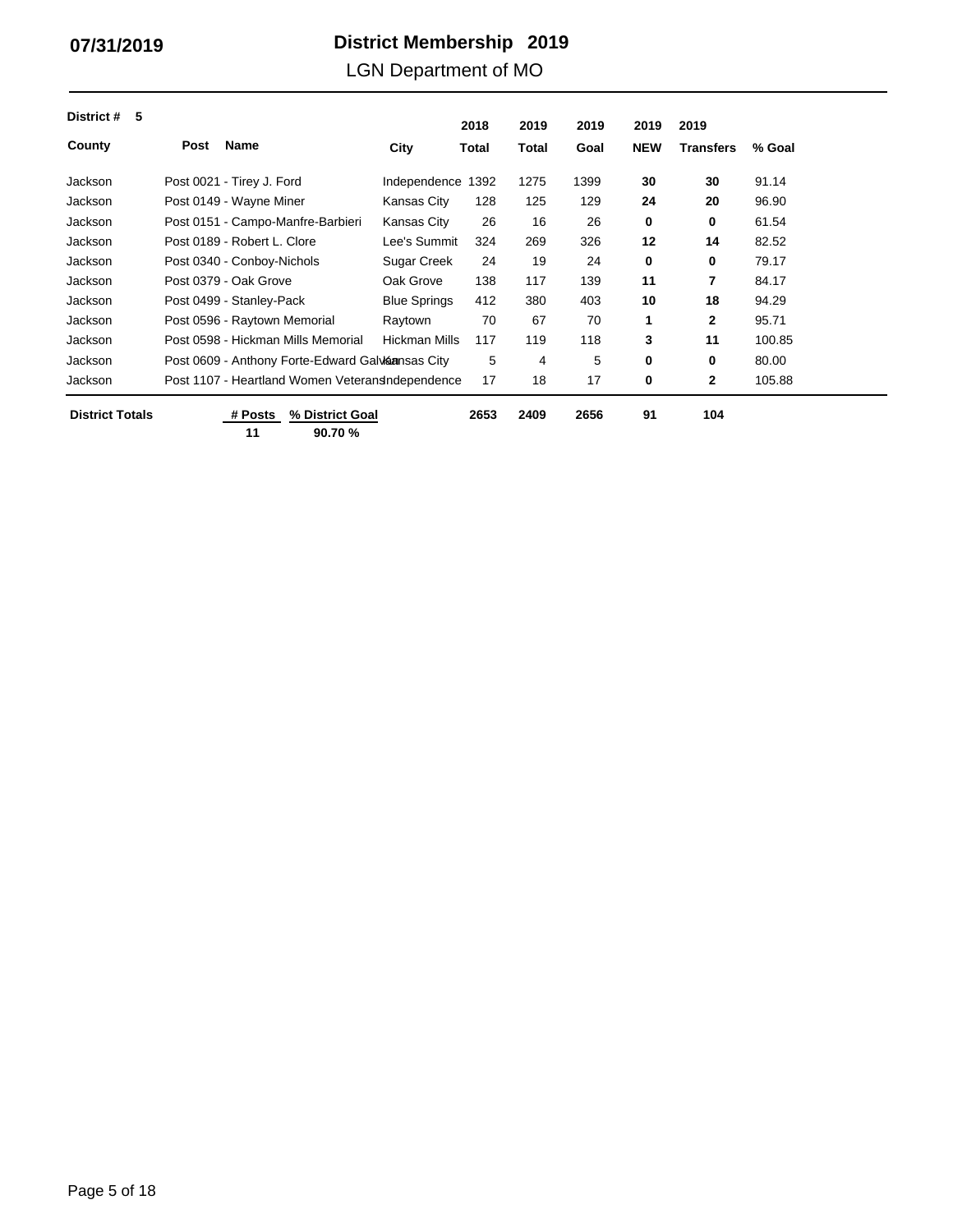07/31/2019

# District Membership 2019

LGN Department of MO

**District # 5**

| County | Post Name | City | 2018 Total | 2019 Total | 2019 Goal | 2019 NEW | 2019 Transfers | % Goal |
|---|---|---|---|---|---|---|---|---|
| Jackson | Post 0021 - Tirey J. Ford | Independence | 1392 | 1275 | 1399 | **30** | **30** | 91.14 |
| Jackson | Post 0149 - Wayne Miner | Kansas City | 128 | 125 | 129 | **24** | **20** | 96.90 |
| Jackson | Post 0151 - Campo-Manfre-Barbieri | Kansas City | 26 | 16 | 26 | **0** | **0** | 61.54 |
| Jackson | Post 0189 - Robert L. Clore | Lee's Summit | 324 | 269 | 326 | **12** | **14** | 82.52 |
| Jackson | Post 0340 - Conboy-Nichols | Sugar Creek | 24 | 19 | 24 | **0** | **0** | 79.17 |
| Jackson | Post 0379 - Oak Grove | Oak Grove | 138 | 117 | 139 | **11** | **7** | 84.17 |
| Jackson | Post 0499 - Stanley-Pack | Blue Springs | 412 | 380 | 403 | **10** | **18** | 94.29 |
| Jackson | Post 0596 - Raytown Memorial | Raytown | 70 | 67 | 70 | **1** | **2** | 95.71 |
| Jackson | Post 0598 - Hickman Mills Memorial | Hickman Mills | 117 | 119 | 118 | **3** | **11** | 100.85 |
| Jackson | Post 0609 - Anthony Forte-Edward Galvan | Kansas City | 5 | 4 | 5 | **0** | **0** | 80.00 |
| Jackson | Post 1107 - Heartland Women Veterans | Independence | 17 | 18 | 17 | **0** | **2** | 105.88 |
| **District Totals** | **# Posts: 11** | **% District Goal: 90.70 %** | **2653** | **2409** | **2656** | **91** | **104** | |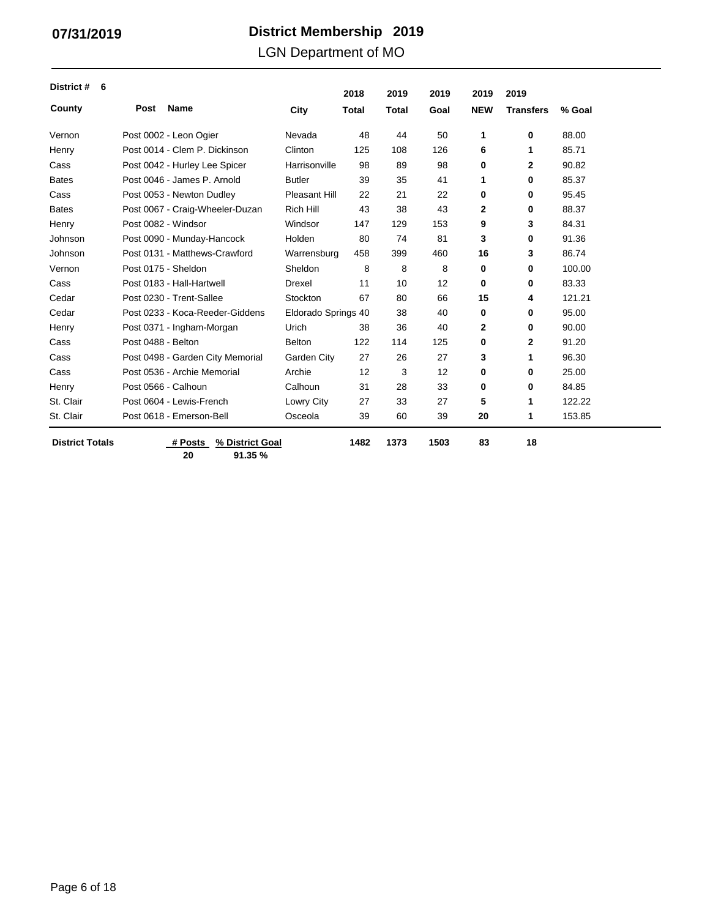**07/31/2019**

# District Membership 2019

LGN Department of MO

**District # 6**

| County | Post Name | City | 2018 Total | 2019 Total | 2019 Goal | 2019 NEW | 2019 Transfers | % Goal |
|---|---|---|---|---|---|---|---|---|
| Vernon | Post 0002 - Leon Ogier | Nevada | 48 | 44 | 50 | **1** | **0** | 88.00 |
| Henry | Post 0014 - Clem P. Dickinson | Clinton | 125 | 108 | 126 | **6** | **1** | 85.71 |
| Cass | Post 0042 - Hurley Lee Spicer | Harrisonville | 98 | 89 | 98 | **0** | **2** | 90.82 |
| Bates | Post 0046 - James P. Arnold | Butler | 39 | 35 | 41 | **1** | **0** | 85.37 |
| Cass | Post 0053 - Newton Dudley | Pleasant Hill | 22 | 21 | 22 | **0** | **0** | 95.45 |
| Bates | Post 0067 - Craig-Wheeler-Duzan | Rich Hill | 43 | 38 | 43 | **2** | **0** | 88.37 |
| Henry | Post 0082 - Windsor | Windsor | 147 | 129 | 153 | **9** | **3** | 84.31 |
| Johnson | Post 0090 - Munday-Hancock | Holden | 80 | 74 | 81 | **3** | **0** | 91.36 |
| Johnson | Post 0131 - Matthews-Crawford | Warrensburg | 458 | 399 | 460 | **16** | **3** | 86.74 |
| Vernon | Post 0175 - Sheldon | Sheldon | 8 | 8 | 8 | **0** | **0** | 100.00 |
| Cass | Post 0183 - Hall-Hartwell | Drexel | 11 | 10 | 12 | **0** | **0** | 83.33 |
| Cedar | Post 0230 - Trent-Sallee | Stockton | 67 | 80 | 66 | **15** | **4** | 121.21 |
| Cedar | Post 0233 - Koca-Reeder-Giddens | Eldorado Springs | 40 | 38 | 40 | **0** | **0** | 95.00 |
| Henry | Post 0371 - Ingham-Morgan | Urich | 38 | 36 | 40 | **2** | **0** | 90.00 |
| Cass | Post 0488 - Belton | Belton | 122 | 114 | 125 | **0** | **2** | 91.20 |
| Cass | Post 0498 - Garden City Memorial | Garden City | 27 | 26 | 27 | **3** | **1** | 96.30 |
| Cass | Post 0536 - Archie Memorial | Archie | 12 | 3 | 12 | **0** | **0** | 25.00 |
| Henry | Post 0566 - Calhoun | Calhoun | 31 | 28 | 33 | **0** | **0** | 84.85 |
| St. Clair | Post 0604 - Lewis-French | Lowry City | 27 | 33 | 27 | **5** | **1** | 122.22 |
| St. Clair | Post 0618 - Emerson-Bell | Osceola | 39 | 60 | 39 | **20** | **1** | 153.85 |
| **District Totals** | **# Posts: 20** / **% District Goal: 91.35 %** | | **1482** | **1373** | **1503** | **83** | **18** | |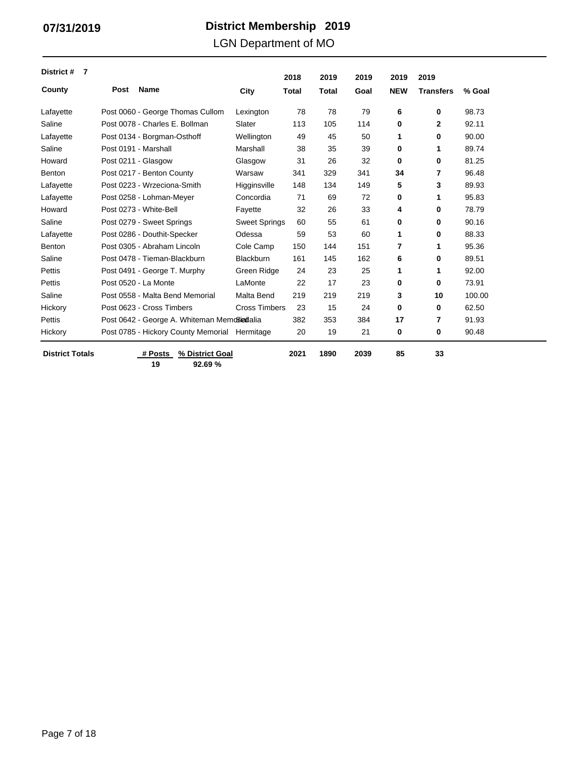**07/31/2019**

# District Membership 2019

## LGN Department of MO

**District # 7**

| County | Post Name | City | 2018 Total | 2019 Total | 2019 Goal | 2019 NEW | 2019 Transfers | % Goal |
|---|---|---|---|---|---|---|---|---|
| Lafayette | Post 0060 - George Thomas Cullom | Lexington | 78 | 78 | 79 | **6** | **0** | 98.73 |
| Saline | Post 0078 - Charles E. Bollman | Slater | 113 | 105 | 114 | **0** | **2** | 92.11 |
| Lafayette | Post 0134 - Borgman-Osthoff | Wellington | 49 | 45 | 50 | **1** | **0** | 90.00 |
| Saline | Post 0191 - Marshall | Marshall | 38 | 35 | 39 | **0** | **1** | 89.74 |
| Howard | Post 0211 - Glasgow | Glasgow | 31 | 26 | 32 | **0** | **0** | 81.25 |
| Benton | Post 0217 - Benton County | Warsaw | 341 | 329 | 341 | **34** | **7** | 96.48 |
| Lafayette | Post 0223 - Wrzeciona-Smith | Higginsville | 148 | 134 | 149 | **5** | **3** | 89.93 |
| Lafayette | Post 0258 - Lohman-Meyer | Concordia | 71 | 69 | 72 | **0** | **1** | 95.83 |
| Howard | Post 0273 - White-Bell | Fayette | 32 | 26 | 33 | **4** | **0** | 78.79 |
| Saline | Post 0279 - Sweet Springs | Sweet Springs | 60 | 55 | 61 | **0** | **0** | 90.16 |
| Lafayette | Post 0286 - Douthit-Specker | Odessa | 59 | 53 | 60 | **1** | **0** | 88.33 |
| Benton | Post 0305 - Abraham Lincoln | Cole Camp | 150 | 144 | 151 | **7** | **1** | 95.36 |
| Saline | Post 0478 - Tieman-Blackburn | Blackburn | 161 | 145 | 162 | **6** | **0** | 89.51 |
| Pettis | Post 0491 - George T. Murphy | Green Ridge | 24 | 23 | 25 | **1** | **1** | 92.00 |
| Pettis | Post 0520 - La Monte | LaMonte | 22 | 17 | 23 | **0** | **0** | 73.91 |
| Saline | Post 0558 - Malta Bend Memorial | Malta Bend | 219 | 219 | 219 | **3** | **10** | 100.00 |
| Hickory | Post 0623 - Cross Timbers | Cross Timbers | 23 | 15 | 24 | **0** | **0** | 62.50 |
| Pettis | Post 0642 - George A. Whiteman Memorial | Sedalia | 382 | 353 | 384 | **17** | **7** | 91.93 |
| Hickory | Post 0785 - Hickory County Memorial | Hermitage | 20 | 19 | 21 | **0** | **0** | 90.48 |
| **District Totals** | **# Posts: 19** | **% District Goal: 92.69 %** | **2021** | **1890** | **2039** | **85** | **33** | |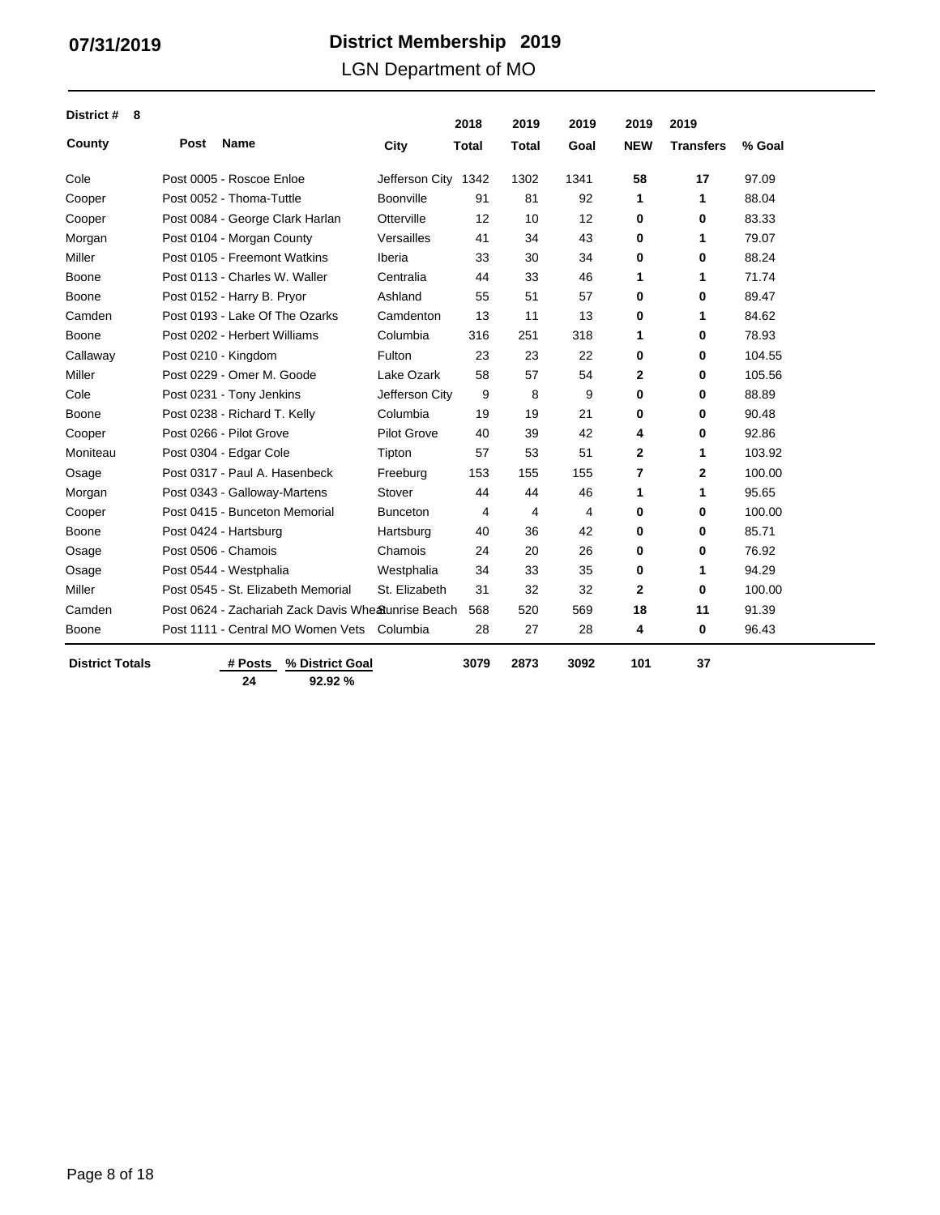# District Membership 2019

## LGN Department of MO

07/31/2019

**District # 8**

| County | Post Name | City | 2018 Total | 2019 Total | 2019 Goal | 2019 NEW | 2019 Transfers | % Goal |
|---|---|---|---|---|---|---|---|---|
| Cole | Post 0005 - Roscoe Enloe | Jefferson City | 1342 | 1302 | 1341 | **58** | **17** | 97.09 |
| Cooper | Post 0052 - Thoma-Tuttle | Boonville | 91 | 81 | 92 | **1** | **1** | 88.04 |
| Cooper | Post 0084 - George Clark Harlan | Otterville | 12 | 10 | 12 | **0** | **0** | 83.33 |
| Morgan | Post 0104 - Morgan County | Versailles | 41 | 34 | 43 | **0** | **1** | 79.07 |
| Miller | Post 0105 - Freemont Watkins | Iberia | 33 | 30 | 34 | **0** | **0** | 88.24 |
| Boone | Post 0113 - Charles W. Waller | Centralia | 44 | 33 | 46 | **1** | **1** | 71.74 |
| Boone | Post 0152 - Harry B. Pryor | Ashland | 55 | 51 | 57 | **0** | **0** | 89.47 |
| Camden | Post 0193 - Lake Of The Ozarks | Camdenton | 13 | 11 | 13 | **0** | **1** | 84.62 |
| Boone | Post 0202 - Herbert Williams | Columbia | 316 | 251 | 318 | **1** | **0** | 78.93 |
| Callaway | Post 0210 - Kingdom | Fulton | 23 | 23 | 22 | **0** | **0** | 104.55 |
| Miller | Post 0229 - Omer M. Goode | Lake Ozark | 58 | 57 | 54 | **2** | **0** | 105.56 |
| Cole | Post 0231 - Tony Jenkins | Jefferson City | 9 | 8 | 9 | **0** | **0** | 88.89 |
| Boone | Post 0238 - Richard T. Kelly | Columbia | 19 | 19 | 21 | **0** | **0** | 90.48 |
| Cooper | Post 0266 - Pilot Grove | Pilot Grove | 40 | 39 | 42 | **4** | **0** | 92.86 |
| Moniteau | Post 0304 - Edgar Cole | Tipton | 57 | 53 | 51 | **2** | **1** | 103.92 |
| Osage | Post 0317 - Paul A. Hasenbeck | Freeburg | 153 | 155 | 155 | **7** | **2** | 100.00 |
| Morgan | Post 0343 - Galloway-Martens | Stover | 44 | 44 | 46 | **1** | **1** | 95.65 |
| Cooper | Post 0415 - Bunceton Memorial | Bunceton | 4 | 4 | 4 | **0** | **0** | 100.00 |
| Boone | Post 0424 - Hartsburg | Hartsburg | 40 | 36 | 42 | **0** | **0** | 85.71 |
| Osage | Post 0506 - Chamois | Chamois | 24 | 20 | 26 | **0** | **0** | 76.92 |
| Osage | Post 0544 - Westphalia | Westphalia | 34 | 33 | 35 | **0** | **1** | 94.29 |
| Miller | Post 0545 - St. Elizabeth Memorial | St. Elizabeth | 31 | 32 | 32 | **2** | **0** | 100.00 |
| Camden | Post 0624 - Zachariah Zack Davis Wheat | Sunrise Beach | 568 | 520 | 569 | **18** | **11** | 91.39 |
| Boone | Post 1111 - Central MO Women Vets | Columbia | 28 | 27 | 28 | **4** | **0** | 96.43 |
| **District Totals** | **# Posts** 24 / **% District Goal** 92.92 % | | **3079** | **2873** | **3092** | **101** | **37** | |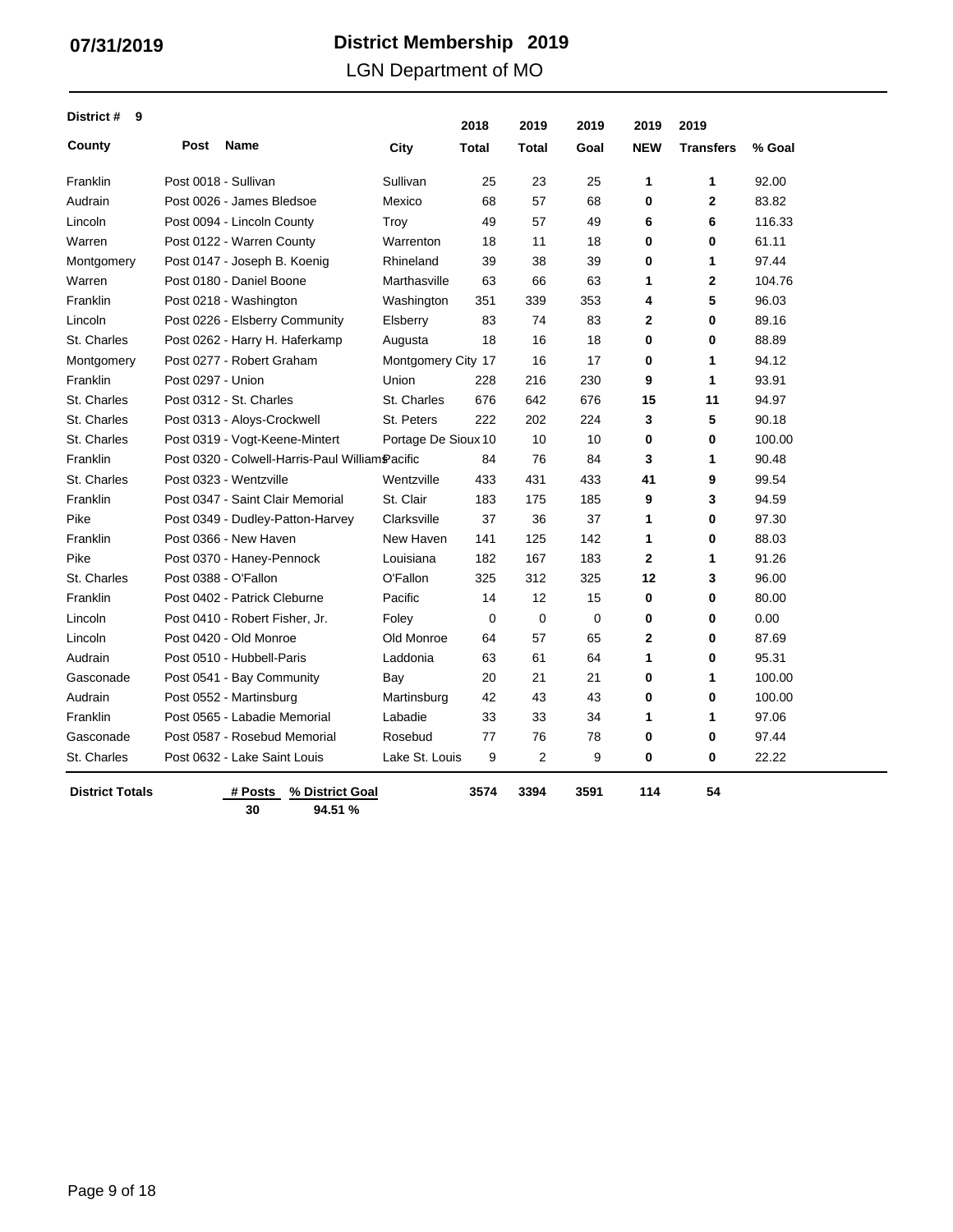07/31/2019

# District Membership 2019

## LGN Department of MO

**District # 9**

| County | Post Name | City | 2018 Total | 2019 Total | 2019 Goal | 2019 NEW | 2019 Transfers | % Goal |
|---|---|---|---|---|---|---|---|---|
| Franklin | Post 0018 - Sullivan | Sullivan | 25 | 23 | 25 | **1** | **1** | 92.00 |
| Audrain | Post 0026 - James Bledsoe | Mexico | 68 | 57 | 68 | **0** | **2** | 83.82 |
| Lincoln | Post 0094 - Lincoln County | Troy | 49 | 57 | 49 | **6** | **6** | 116.33 |
| Warren | Post 0122 - Warren County | Warrenton | 18 | 11 | 18 | **0** | **0** | 61.11 |
| Montgomery | Post 0147 - Joseph B. Koenig | Rhineland | 39 | 38 | 39 | **0** | **1** | 97.44 |
| Warren | Post 0180 - Daniel Boone | Marthasville | 63 | 66 | 63 | **1** | **2** | 104.76 |
| Franklin | Post 0218 - Washington | Washington | 351 | 339 | 353 | **4** | **5** | 96.03 |
| Lincoln | Post 0226 - Elsberry Community | Elsberry | 83 | 74 | 83 | **2** | **0** | 89.16 |
| St. Charles | Post 0262 - Harry H. Haferkamp | Augusta | 18 | 16 | 18 | **0** | **0** | 88.89 |
| Montgomery | Post 0277 - Robert Graham | Montgomery City | 17 | 16 | 17 | **0** | **1** | 94.12 |
| Franklin | Post 0297 - Union | Union | 228 | 216 | 230 | **9** | **1** | 93.91 |
| St. Charles | Post 0312 - St. Charles | St. Charles | 676 | 642 | 676 | **15** | **11** | 94.97 |
| St. Charles | Post 0313 - Aloys-Crockwell | St. Peters | 222 | 202 | 224 | **3** | **5** | 90.18 |
| St. Charles | Post 0319 - Vogt-Keene-Mintert | Portage De Sioux | 10 | 10 | 10 | **0** | **0** | 100.00 |
| Franklin | Post 0320 - Colwell-Harris-Paul Williams | Pacific | 84 | 76 | 84 | **3** | **1** | 90.48 |
| St. Charles | Post 0323 - Wentzville | Wentzville | 433 | 431 | 433 | **41** | **9** | 99.54 |
| Franklin | Post 0347 - Saint Clair Memorial | St. Clair | 183 | 175 | 185 | **9** | **3** | 94.59 |
| Pike | Post 0349 - Dudley-Patton-Harvey | Clarksville | 37 | 36 | 37 | **1** | **0** | 97.30 |
| Franklin | Post 0366 - New Haven | New Haven | 141 | 125 | 142 | **1** | **0** | 88.03 |
| Pike | Post 0370 - Haney-Pennock | Louisiana | 182 | 167 | 183 | **2** | **1** | 91.26 |
| St. Charles | Post 0388 - O'Fallon | O'Fallon | 325 | 312 | 325 | **12** | **3** | 96.00 |
| Franklin | Post 0402 - Patrick Cleburne | Pacific | 14 | 12 | 15 | **0** | **0** | 80.00 |
| Lincoln | Post 0410 - Robert Fisher, Jr. | Foley | 0 | 0 | 0 | **0** | **0** | 0.00 |
| Lincoln | Post 0420 - Old Monroe | Old Monroe | 64 | 57 | 65 | **2** | **0** | 87.69 |
| Audrain | Post 0510 - Hubbell-Paris | Laddonia | 63 | 61 | 64 | **1** | **0** | 95.31 |
| Gasconade | Post 0541 - Bay Community | Bay | 20 | 21 | 21 | **0** | **1** | 100.00 |
| Audrain | Post 0552 - Martinsburg | Martinsburg | 42 | 43 | 43 | **0** | **0** | 100.00 |
| Franklin | Post 0565 - Labadie Memorial | Labadie | 33 | 33 | 34 | **1** | **1** | 97.06 |
| Gasconade | Post 0587 - Rosebud Memorial | Rosebud | 77 | 76 | 78 | **0** | **0** | 97.44 |
| St. Charles | Post 0632 - Lake Saint Louis | Lake St. Louis | 9 | 2 | 9 | **0** | **0** | 22.22 |
| **District Totals** | **# Posts** 30 | **% District Goal** 94.51 % | **3574** | **3394** | **3591** | **114** | **54** | |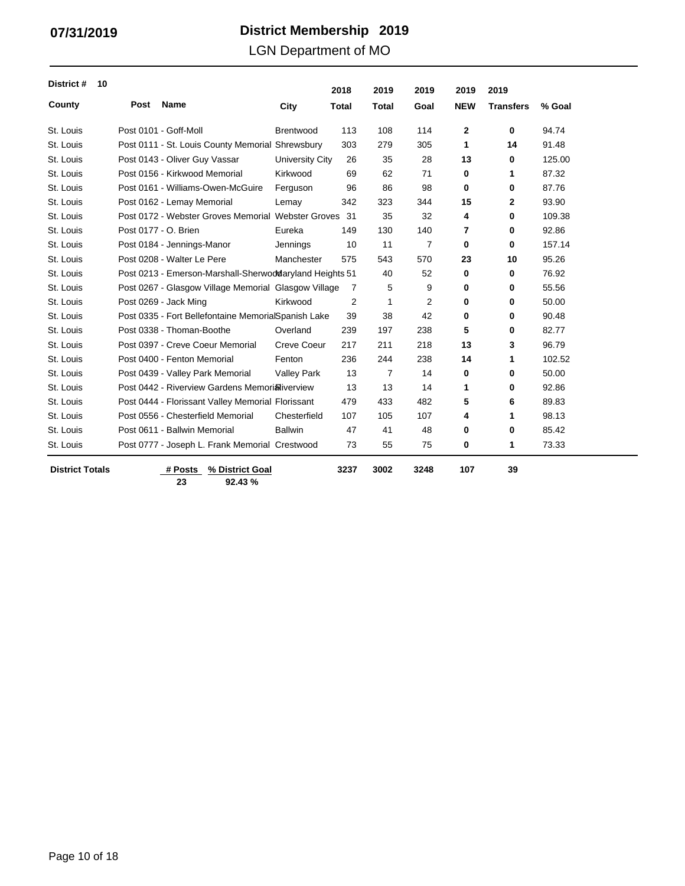**07/31/2019**

# District Membership 2019

## LGN Department of MO

**District # 10**

| County | Post Name | City | 2018 Total | 2019 Total | 2019 Goal | 2019 NEW | 2019 Transfers | % Goal |
|---|---|---|---|---|---|---|---|---|
| St. Louis | Post 0101 - Goff-Moll | Brentwood | 113 | 108 | 114 | **2** | **0** | 94.74 |
| St. Louis | Post 0111 - St. Louis County Memorial | Shrewsbury | 303 | 279 | 305 | **1** | **14** | 91.48 |
| St. Louis | Post 0143 - Oliver Guy Vassar | University City | 26 | 35 | 28 | **13** | **0** | 125.00 |
| St. Louis | Post 0156 - Kirkwood Memorial | Kirkwood | 69 | 62 | 71 | **0** | **1** | 87.32 |
| St. Louis | Post 0161 - Williams-Owen-McGuire | Ferguson | 96 | 86 | 98 | **0** | **0** | 87.76 |
| St. Louis | Post 0162 - Lemay Memorial | Lemay | 342 | 323 | 344 | **15** | **2** | 93.90 |
| St. Louis | Post 0172 - Webster Groves Memorial | Webster Groves | 31 | 35 | 32 | **4** | **0** | 109.38 |
| St. Louis | Post 0177 - O. Brien | Eureka | 149 | 130 | 140 | **7** | **0** | 92.86 |
| St. Louis | Post 0184 - Jennings-Manor | Jennings | 10 | 11 | 7 | **0** | **0** | 157.14 |
| St. Louis | Post 0208 - Walter Le Pere | Manchester | 575 | 543 | 570 | **23** | **10** | 95.26 |
| St. Louis | Post 0213 - Emerson-Marshall-Sherwood | Maryland Heights | 51 | 40 | 52 | **0** | **0** | 76.92 |
| St. Louis | Post 0267 - Glasgow Village Memorial | Glasgow Village | 7 | 5 | 9 | **0** | **0** | 55.56 |
| St. Louis | Post 0269 - Jack Ming | Kirkwood | 2 | 1 | 2 | **0** | **0** | 50.00 |
| St. Louis | Post 0335 - Fort Bellefontaine Memorial | Spanish Lake | 39 | 38 | 42 | **0** | **0** | 90.48 |
| St. Louis | Post 0338 - Thoman-Boothe | Overland | 239 | 197 | 238 | **5** | **0** | 82.77 |
| St. Louis | Post 0397 - Creve Coeur Memorial | Creve Coeur | 217 | 211 | 218 | **13** | **3** | 96.79 |
| St. Louis | Post 0400 - Fenton Memorial | Fenton | 236 | 244 | 238 | **14** | **1** | 102.52 |
| St. Louis | Post 0439 - Valley Park Memorial | Valley Park | 13 | 7 | 14 | **0** | **0** | 50.00 |
| St. Louis | Post 0442 - Riverview Gardens Memorial | Riverview | 13 | 13 | 14 | **1** | **0** | 92.86 |
| St. Louis | Post 0444 - Florissant Valley Memorial | Florissant | 479 | 433 | 482 | **5** | **6** | 89.83 |
| St. Louis | Post 0556 - Chesterfield Memorial | Chesterfield | 107 | 105 | 107 | **4** | **1** | 98.13 |
| St. Louis | Post 0611 - Ballwin Memorial | Ballwin | 47 | 41 | 48 | **0** | **0** | 85.42 |
| St. Louis | Post 0777 - Joseph L. Frank Memorial | Crestwood | 73 | 55 | 75 | **0** | **1** | 73.33 |
| **District Totals** | **# Posts: 23** / **% District Goal: 92.43 %** | | **3237** | **3002** | **3248** | **107** | **39** | |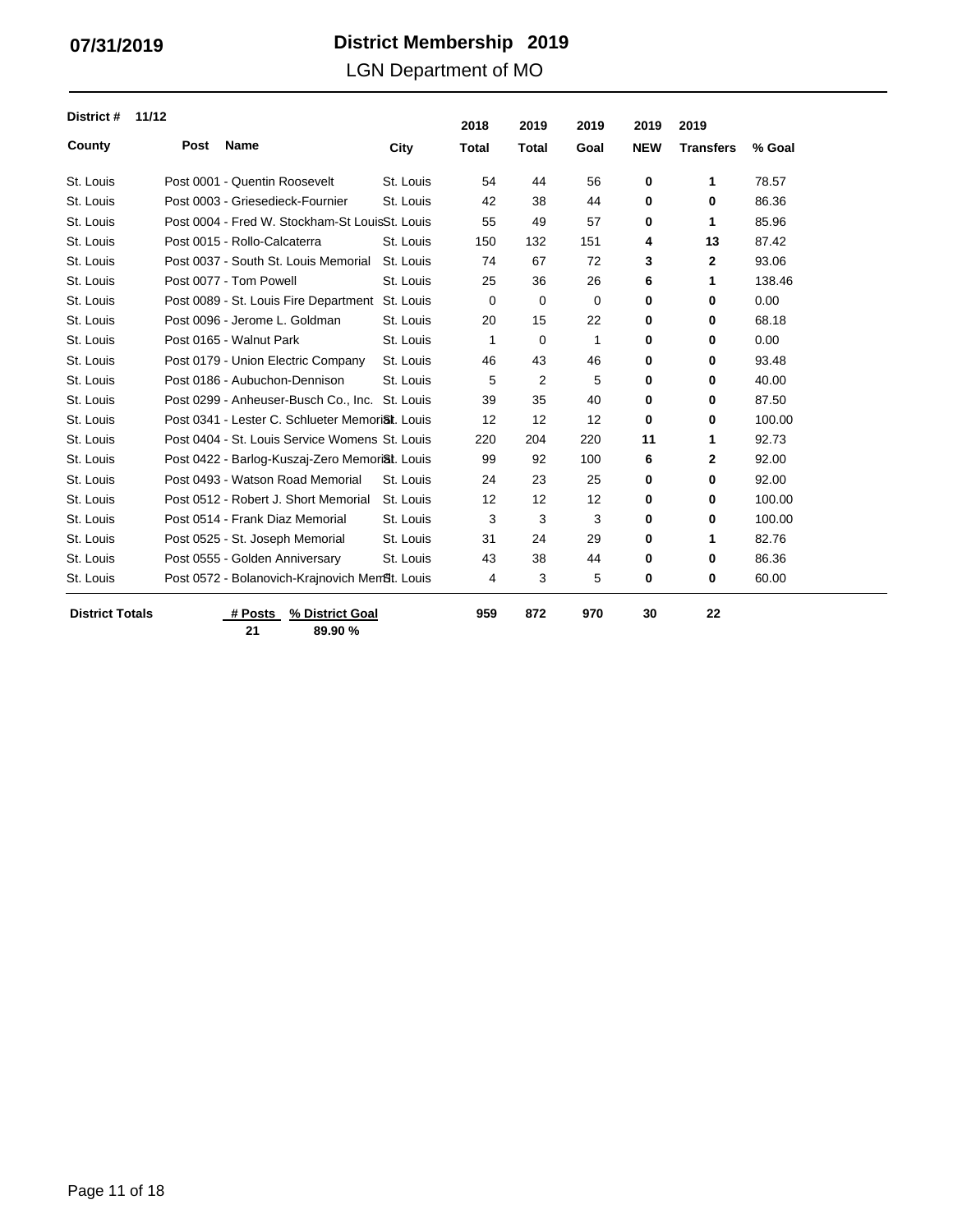**07/31/2019**

# District Membership 2019

LGN Department of MO

**District # 11/12**

| County | Post Name | City | 2018 Total | 2019 Total | 2019 Goal | 2019 NEW | 2019 Transfers | % Goal |
|---|---|---|---|---|---|---|---|---|
| St. Louis | Post 0001 - Quentin Roosevelt | St. Louis | 54 | 44 | 56 | **0** | **1** | 78.57 |
| St. Louis | Post 0003 - Griesedieck-Fournier | St. Louis | 42 | 38 | 44 | **0** | **0** | 86.36 |
| St. Louis | Post 0004 - Fred W. Stockham-St Louis | St. Louis | 55 | 49 | 57 | **0** | **1** | 85.96 |
| St. Louis | Post 0015 - Rollo-Calcaterra | St. Louis | 150 | 132 | 151 | **4** | **13** | 87.42 |
| St. Louis | Post 0037 - South St. Louis Memorial | St. Louis | 74 | 67 | 72 | **3** | **2** | 93.06 |
| St. Louis | Post 0077 - Tom Powell | St. Louis | 25 | 36 | 26 | **6** | **1** | 138.46 |
| St. Louis | Post 0089 - St. Louis Fire Department | St. Louis | 0 | 0 | 0 | **0** | **0** | 0.00 |
| St. Louis | Post 0096 - Jerome L. Goldman | St. Louis | 20 | 15 | 22 | **0** | **0** | 68.18 |
| St. Louis | Post 0165 - Walnut Park | St. Louis | 1 | 0 | 1 | **0** | **0** | 0.00 |
| St. Louis | Post 0179 - Union Electric Company | St. Louis | 46 | 43 | 46 | **0** | **0** | 93.48 |
| St. Louis | Post 0186 - Aubuchon-Dennison | St. Louis | 5 | 2 | 5 | **0** | **0** | 40.00 |
| St. Louis | Post 0299 - Anheuser-Busch Co., Inc. | St. Louis | 39 | 35 | 40 | **0** | **0** | 87.50 |
| St. Louis | Post 0341 - Lester C. Schlueter Memorial | St. Louis | 12 | 12 | 12 | **0** | **0** | 100.00 |
| St. Louis | Post 0404 - St. Louis Service Womens | St. Louis | 220 | 204 | 220 | **11** | **1** | 92.73 |
| St. Louis | Post 0422 - Barlog-Kuszaj-Zero Memorial | St. Louis | 99 | 92 | 100 | **6** | **2** | 92.00 |
| St. Louis | Post 0493 - Watson Road Memorial | St. Louis | 24 | 23 | 25 | **0** | **0** | 92.00 |
| St. Louis | Post 0512 - Robert J. Short Memorial | St. Louis | 12 | 12 | 12 | **0** | **0** | 100.00 |
| St. Louis | Post 0514 - Frank Diaz Memorial | St. Louis | 3 | 3 | 3 | **0** | **0** | 100.00 |
| St. Louis | Post 0525 - St. Joseph Memorial | St. Louis | 31 | 24 | 29 | **0** | **1** | 82.76 |
| St. Louis | Post 0555 - Golden Anniversary | St. Louis | 43 | 38 | 44 | **0** | **0** | 86.36 |
| St. Louis | Post 0572 - Bolanovich-Krajnovich Mem | St. Louis | 4 | 3 | 5 | **0** | **0** | 60.00 |
| **District Totals** | **# Posts: 21 / % District Goal: 89.90 %** | | **959** | **872** | **970** | **30** | **22** | |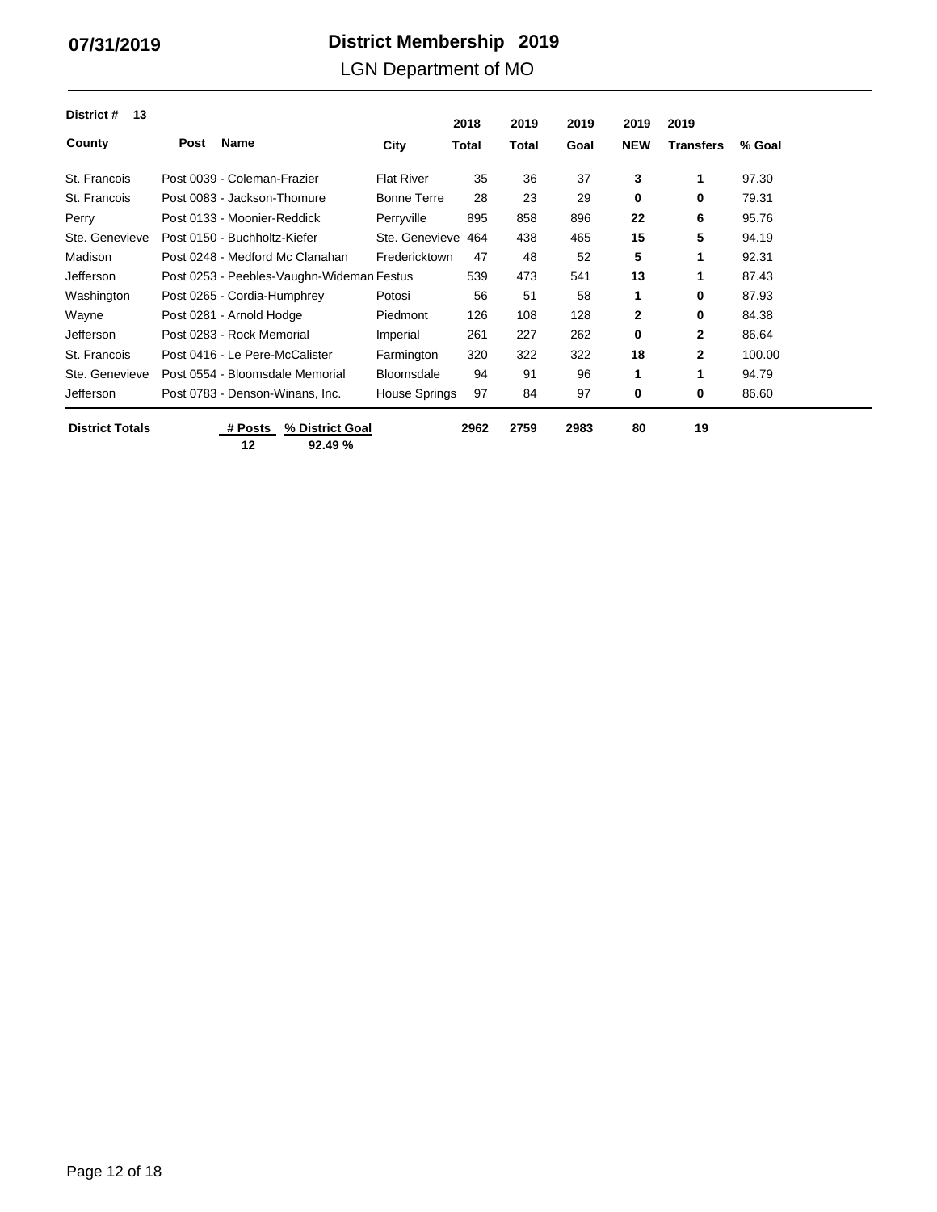**07/31/2019**

# District Membership 2019

## LGN Department of MO

**District # 13**

| County | Post Name | City | 2018 Total | 2019 Total | 2019 Goal | 2019 NEW | 2019 Transfers | % Goal |
|---|---|---|---|---|---|---|---|---|
| St. Francois | Post 0039 - Coleman-Frazier | Flat River | 35 | 36 | 37 | **3** | **1** | 97.30 |
| St. Francois | Post 0083 - Jackson-Thomure | Bonne Terre | 28 | 23 | 29 | **0** | **0** | 79.31 |
| Perry | Post 0133 - Moonier-Reddick | Perryville | 895 | 858 | 896 | **22** | **6** | 95.76 |
| Ste. Genevieve | Post 0150 - Buchholtz-Kiefer | Ste. Genevieve | 464 | 438 | 465 | **15** | **5** | 94.19 |
| Madison | Post 0248 - Medford Mc Clanahan | Fredericktown | 47 | 48 | 52 | **5** | **1** | 92.31 |
| Jefferson | Post 0253 - Peebles-Vaughn-Wideman | Festus | 539 | 473 | 541 | **13** | **1** | 87.43 |
| Washington | Post 0265 - Cordia-Humphrey | Potosi | 56 | 51 | 58 | **1** | **0** | 87.93 |
| Wayne | Post 0281 - Arnold Hodge | Piedmont | 126 | 108 | 128 | **2** | **0** | 84.38 |
| Jefferson | Post 0283 - Rock Memorial | Imperial | 261 | 227 | 262 | **0** | **2** | 86.64 |
| St. Francois | Post 0416 - Le Pere-McCalister | Farmington | 320 | 322 | 322 | **18** | **2** | 100.00 |
| Ste. Genevieve | Post 0554 - Bloomsdale Memorial | Bloomsdale | 94 | 91 | 96 | **1** | **1** | 94.79 |
| Jefferson | Post 0783 - Denson-Winans, Inc. | House Springs | 97 | 84 | 97 | **0** | **0** | 86.60 |
| **District Totals** | **# Posts: 12** — **% District Goal: 92.49 %** | | **2962** | **2759** | **2983** | **80** | **19** | |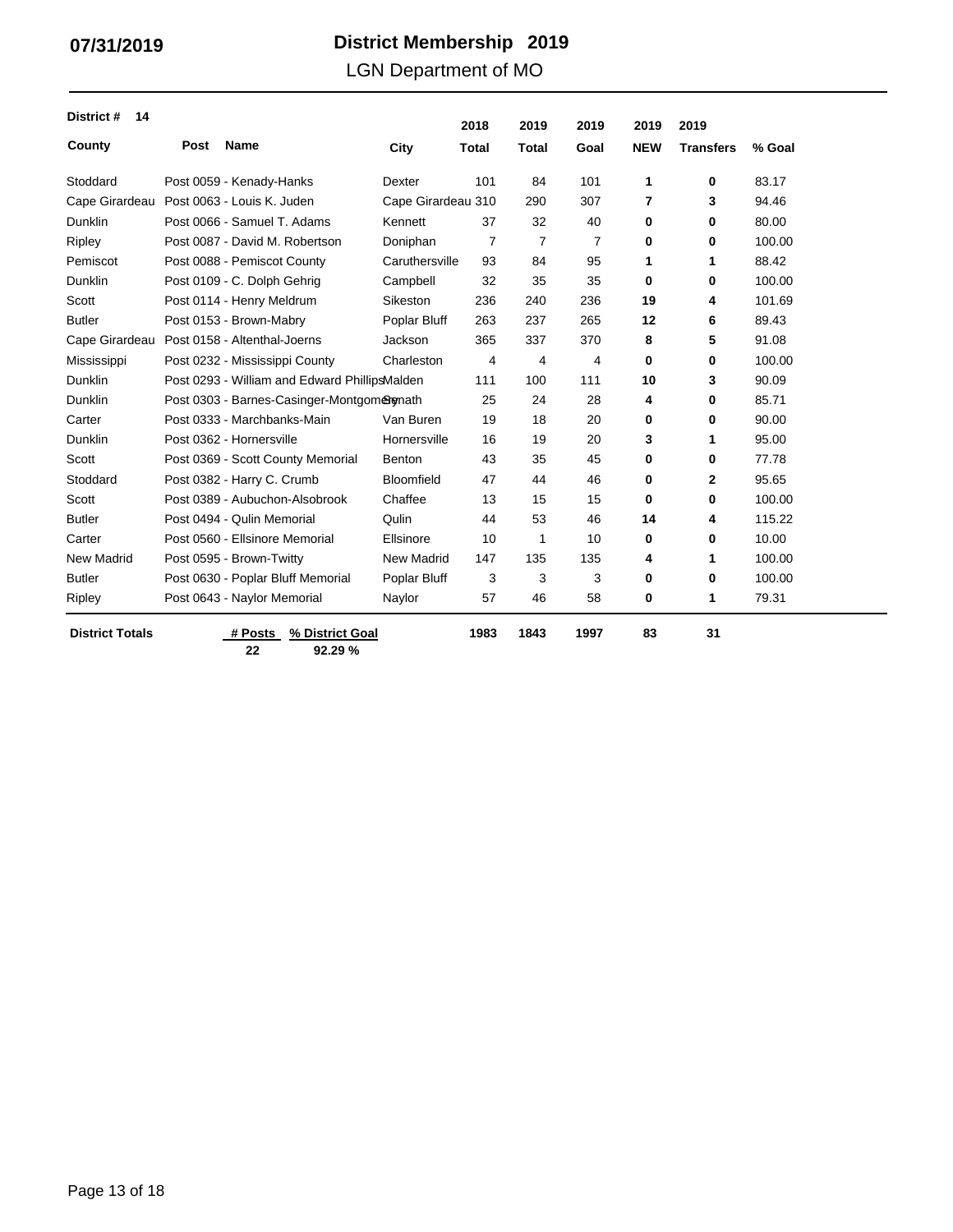**07/31/2019**

# District Membership 2019

## LGN Department of MO

**District # 14**

| County | Post Name | City | 2018 Total | 2019 Total | 2019 Goal | 2019 NEW | 2019 Transfers | % Goal |
|---|---|---|---|---|---|---|---|---|
| Stoddard | Post 0059 - Kenady-Hanks | Dexter | 101 | 84 | 101 | **1** | **0** | 83.17 |
| Cape Girardeau | Post 0063 - Louis K. Juden | Cape Girardeau | 310 | 290 | 307 | **7** | **3** | 94.46 |
| Dunklin | Post 0066 - Samuel T. Adams | Kennett | 37 | 32 | 40 | **0** | **0** | 80.00 |
| Ripley | Post 0087 - David M. Robertson | Doniphan | 7 | 7 | 7 | **0** | **0** | 100.00 |
| Pemiscot | Post 0088 - Pemiscot County | Caruthersville | 93 | 84 | 95 | **1** | **1** | 88.42 |
| Dunklin | Post 0109 - C. Dolph Gehrig | Campbell | 32 | 35 | 35 | **0** | **0** | 100.00 |
| Scott | Post 0114 - Henry Meldrum | Sikeston | 236 | 240 | 236 | **19** | **4** | 101.69 |
| Butler | Post 0153 - Brown-Mabry | Poplar Bluff | 263 | 237 | 265 | **12** | **6** | 89.43 |
| Cape Girardeau | Post 0158 - Altenthal-Joerns | Jackson | 365 | 337 | 370 | **8** | **5** | 91.08 |
| Mississippi | Post 0232 - Mississippi County | Charleston | 4 | 4 | 4 | **0** | **0** | 100.00 |
| Dunklin | Post 0293 - William and Edward Phillips | Malden | 111 | 100 | 111 | **10** | **3** | 90.09 |
| Dunklin | Post 0303 - Barnes-Casinger-Montgomery | Senath | 25 | 24 | 28 | **4** | **0** | 85.71 |
| Carter | Post 0333 - Marchbanks-Main | Van Buren | 19 | 18 | 20 | **0** | **0** | 90.00 |
| Dunklin | Post 0362 - Hornersville | Hornersville | 16 | 19 | 20 | **3** | **1** | 95.00 |
| Scott | Post 0369 - Scott County Memorial | Benton | 43 | 35 | 45 | **0** | **0** | 77.78 |
| Stoddard | Post 0382 - Harry C. Crumb | Bloomfield | 47 | 44 | 46 | **0** | **2** | 95.65 |
| Scott | Post 0389 - Aubuchon-Alsobrook | Chaffee | 13 | 15 | 15 | **0** | **0** | 100.00 |
| Butler | Post 0494 - Qulin Memorial | Qulin | 44 | 53 | 46 | **14** | **4** | 115.22 |
| Carter | Post 0560 - Ellsinore Memorial | Ellsinore | 10 | 1 | 10 | **0** | **0** | 10.00 |
| New Madrid | Post 0595 - Brown-Twitty | New Madrid | 147 | 135 | 135 | **4** | **1** | 100.00 |
| Butler | Post 0630 - Poplar Bluff Memorial | Poplar Bluff | 3 | 3 | 3 | **0** | **0** | 100.00 |
| Ripley | Post 0643 - Naylor Memorial | Naylor | 57 | 46 | 58 | **0** | **1** | 79.31 |

| District Totals | # Posts | % District Goal | 2018 Total | 2019 Total | 2019 Goal | 2019 NEW | 2019 Transfers |
|---|---|---|---|---|---|---|---|
| | **22** | **92.29 %** | **1983** | **1843** | **1997** | **83** | **31** |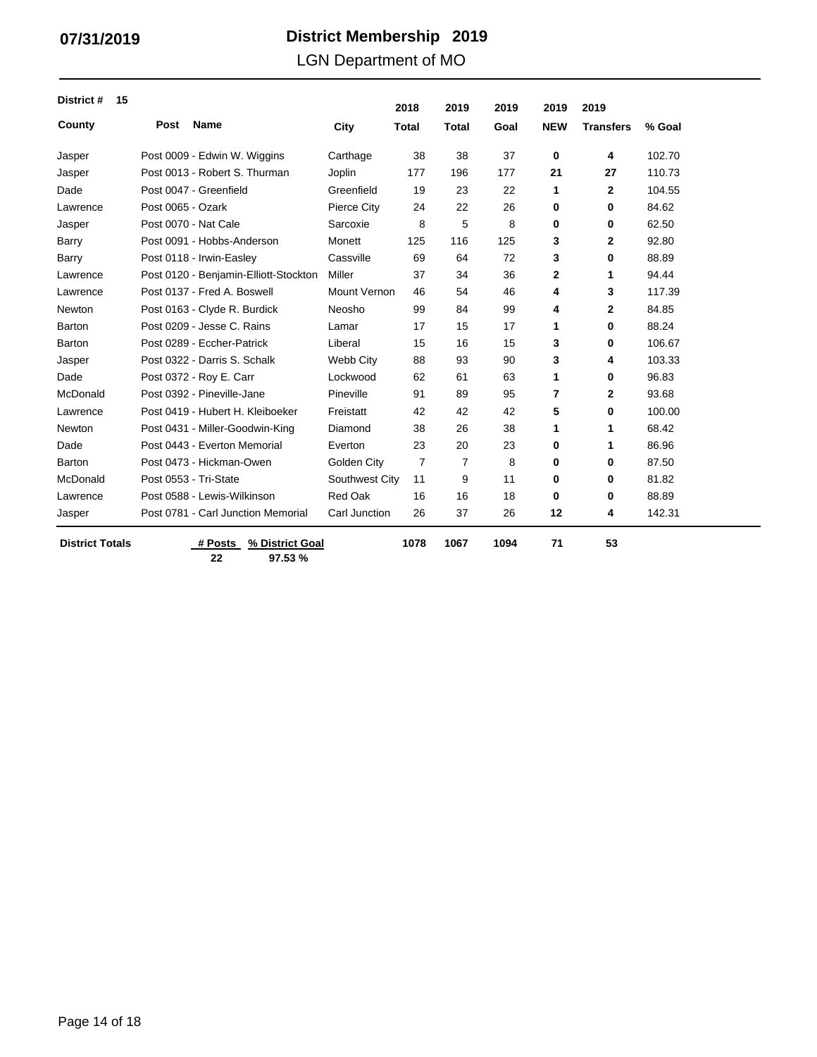**07/31/2019**

# District Membership 2019

## LGN Department of MO

**District # 15**

| County | Post Name | City | 2018 Total | 2019 Total | 2019 Goal | 2019 NEW | 2019 Transfers | % Goal |
|---|---|---|---|---|---|---|---|---|
| Jasper | Post 0009 - Edwin W. Wiggins | Carthage | 38 | 38 | 37 | **0** | **4** | 102.70 |
| Jasper | Post 0013 - Robert S. Thurman | Joplin | 177 | 196 | 177 | **21** | **27** | 110.73 |
| Dade | Post 0047 - Greenfield | Greenfield | 19 | 23 | 22 | **1** | **2** | 104.55 |
| Lawrence | Post 0065 - Ozark | Pierce City | 24 | 22 | 26 | **0** | **0** | 84.62 |
| Jasper | Post 0070 - Nat Cale | Sarcoxie | 8 | 5 | 8 | **0** | **0** | 62.50 |
| Barry | Post 0091 - Hobbs-Anderson | Monett | 125 | 116 | 125 | **3** | **2** | 92.80 |
| Barry | Post 0118 - Irwin-Easley | Cassville | 69 | 64 | 72 | **3** | **0** | 88.89 |
| Lawrence | Post 0120 - Benjamin-Elliott-Stockton | Miller | 37 | 34 | 36 | **2** | **1** | 94.44 |
| Lawrence | Post 0137 - Fred A. Boswell | Mount Vernon | 46 | 54 | 46 | **4** | **3** | 117.39 |
| Newton | Post 0163 - Clyde R. Burdick | Neosho | 99 | 84 | 99 | **4** | **2** | 84.85 |
| Barton | Post 0209 - Jesse C. Rains | Lamar | 17 | 15 | 17 | **1** | **0** | 88.24 |
| Barton | Post 0289 - Eccher-Patrick | Liberal | 15 | 16 | 15 | **3** | **0** | 106.67 |
| Jasper | Post 0322 - Darris S. Schalk | Webb City | 88 | 93 | 90 | **3** | **4** | 103.33 |
| Dade | Post 0372 - Roy E. Carr | Lockwood | 62 | 61 | 63 | **1** | **0** | 96.83 |
| McDonald | Post 0392 - Pineville-Jane | Pineville | 91 | 89 | 95 | **7** | **2** | 93.68 |
| Lawrence | Post 0419 - Hubert H. Kleiboeker | Freistatt | 42 | 42 | 42 | **5** | **0** | 100.00 |
| Newton | Post 0431 - Miller-Goodwin-King | Diamond | 38 | 26 | 38 | **1** | **1** | 68.42 |
| Dade | Post 0443 - Everton Memorial | Everton | 23 | 20 | 23 | **0** | **1** | 86.96 |
| Barton | Post 0473 - Hickman-Owen | Golden City | 7 | 7 | 8 | **0** | **0** | 87.50 |
| McDonald | Post 0553 - Tri-State | Southwest City | 11 | 9 | 11 | **0** | **0** | 81.82 |
| Lawrence | Post 0588 - Lewis-Wilkinson | Red Oak | 16 | 16 | 18 | **0** | **0** | 88.89 |
| Jasper | Post 0781 - Carl Junction Memorial | Carl Junction | 26 | 37 | 26 | **12** | **4** | 142.31 |
| **District Totals** | **# Posts: 22** / **% District Goal: 97.53 %** | | **1078** | **1067** | **1094** | **71** | **53** | |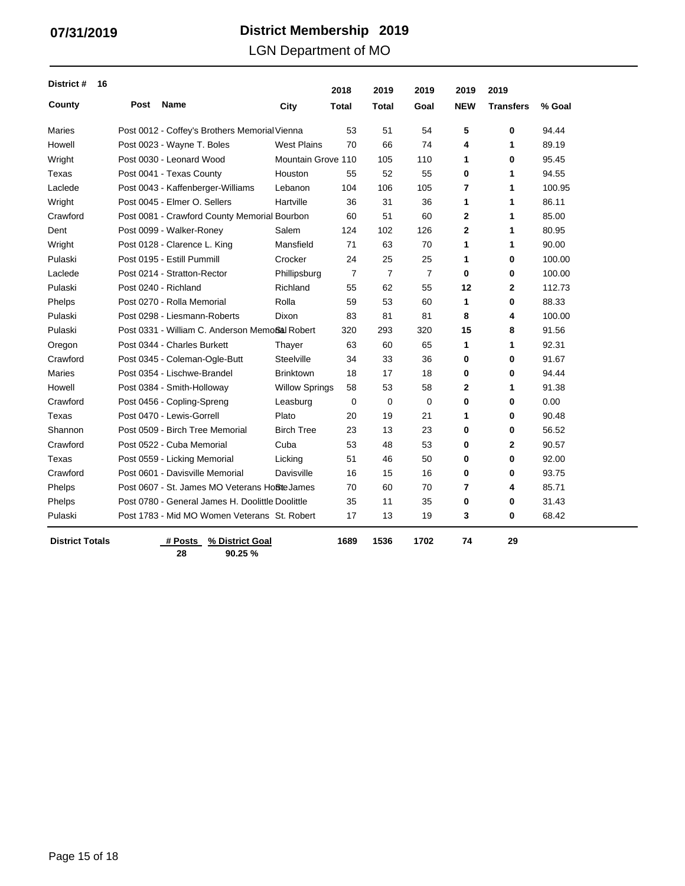**07/31/2019**

# District Membership 2019

## LGN Department of MO

**District # 16**

| County | Post Name | City | 2018 Total | 2019 Total | 2019 Goal | 2019 NEW | 2019 Transfers | % Goal |
|---|---|---|---|---|---|---|---|---|
| Maries | Post 0012 - Coffey's Brothers Memorial | Vienna | 53 | 51 | 54 | **5** | **0** | 94.44 |
| Howell | Post 0023 - Wayne T. Boles | West Plains | 70 | 66 | 74 | **4** | **1** | 89.19 |
| Wright | Post 0030 - Leonard Wood | Mountain Grove | 110 | 105 | 110 | **1** | **0** | 95.45 |
| Texas | Post 0041 - Texas County | Houston | 55 | 52 | 55 | **0** | **1** | 94.55 |
| Laclede | Post 0043 - Kaffenberger-Williams | Lebanon | 104 | 106 | 105 | **7** | **1** | 100.95 |
| Wright | Post 0045 - Elmer O. Sellers | Hartville | 36 | 31 | 36 | **1** | **1** | 86.11 |
| Crawford | Post 0081 - Crawford County Memorial | Bourbon | 60 | 51 | 60 | **2** | **1** | 85.00 |
| Dent | Post 0099 - Walker-Roney | Salem | 124 | 102 | 126 | **2** | **1** | 80.95 |
| Wright | Post 0128 - Clarence L. King | Mansfield | 71 | 63 | 70 | **1** | **1** | 90.00 |
| Pulaski | Post 0195 - Estill Pummill | Crocker | 24 | 25 | 25 | **1** | **0** | 100.00 |
| Laclede | Post 0214 - Stratton-Rector | Phillipsburg | 7 | 7 | 7 | **0** | **0** | 100.00 |
| Pulaski | Post 0240 - Richland | Richland | 55 | 62 | 55 | **12** | **2** | 112.73 |
| Phelps | Post 0270 - Rolla Memorial | Rolla | 59 | 53 | 60 | **1** | **0** | 88.33 |
| Pulaski | Post 0298 - Liesmann-Roberts | Dixon | 83 | 81 | 81 | **8** | **4** | 100.00 |
| Pulaski | Post 0331 - William C. Anderson Memorial | St. Robert | 320 | 293 | 320 | **15** | **8** | 91.56 |
| Oregon | Post 0344 - Charles Burkett | Thayer | 63 | 60 | 65 | **1** | **1** | 92.31 |
| Crawford | Post 0345 - Coleman-Ogle-Butt | Steelville | 34 | 33 | 36 | **0** | **0** | 91.67 |
| Maries | Post 0354 - Lischwe-Brandel | Brinktown | 18 | 17 | 18 | **0** | **0** | 94.44 |
| Howell | Post 0384 - Smith-Holloway | Willow Springs | 58 | 53 | 58 | **2** | **1** | 91.38 |
| Crawford | Post 0456 - Copling-Spreng | Leasburg | 0 | 0 | 0 | **0** | **0** | 0.00 |
| Texas | Post 0470 - Lewis-Gorrell | Plato | 20 | 19 | 21 | **1** | **0** | 90.48 |
| Shannon | Post 0509 - Birch Tree Memorial | Birch Tree | 23 | 13 | 23 | **0** | **0** | 56.52 |
| Crawford | Post 0522 - Cuba Memorial | Cuba | 53 | 48 | 53 | **0** | **2** | 90.57 |
| Texas | Post 0559 - Licking Memorial | Licking | 51 | 46 | 50 | **0** | **0** | 92.00 |
| Crawford | Post 0601 - Davisville Memorial | Davisville | 16 | 15 | 16 | **0** | **0** | 93.75 |
| Phelps | Post 0607 - St. James MO Veterans Home | St. James | 70 | 60 | 70 | **7** | **4** | 85.71 |
| Phelps | Post 0780 - General James H. Doolittle | Doolittle | 35 | 11 | 35 | **0** | **0** | 31.43 |
| Pulaski | Post 1783 - Mid MO Women Veterans | St. Robert | 17 | 13 | 19 | **3** | **0** | 68.42 |
| **District Totals** | **# Posts** 28 | **% District Goal** 90.25 % | **1689** | **1536** | **1702** | **74** | **29** | |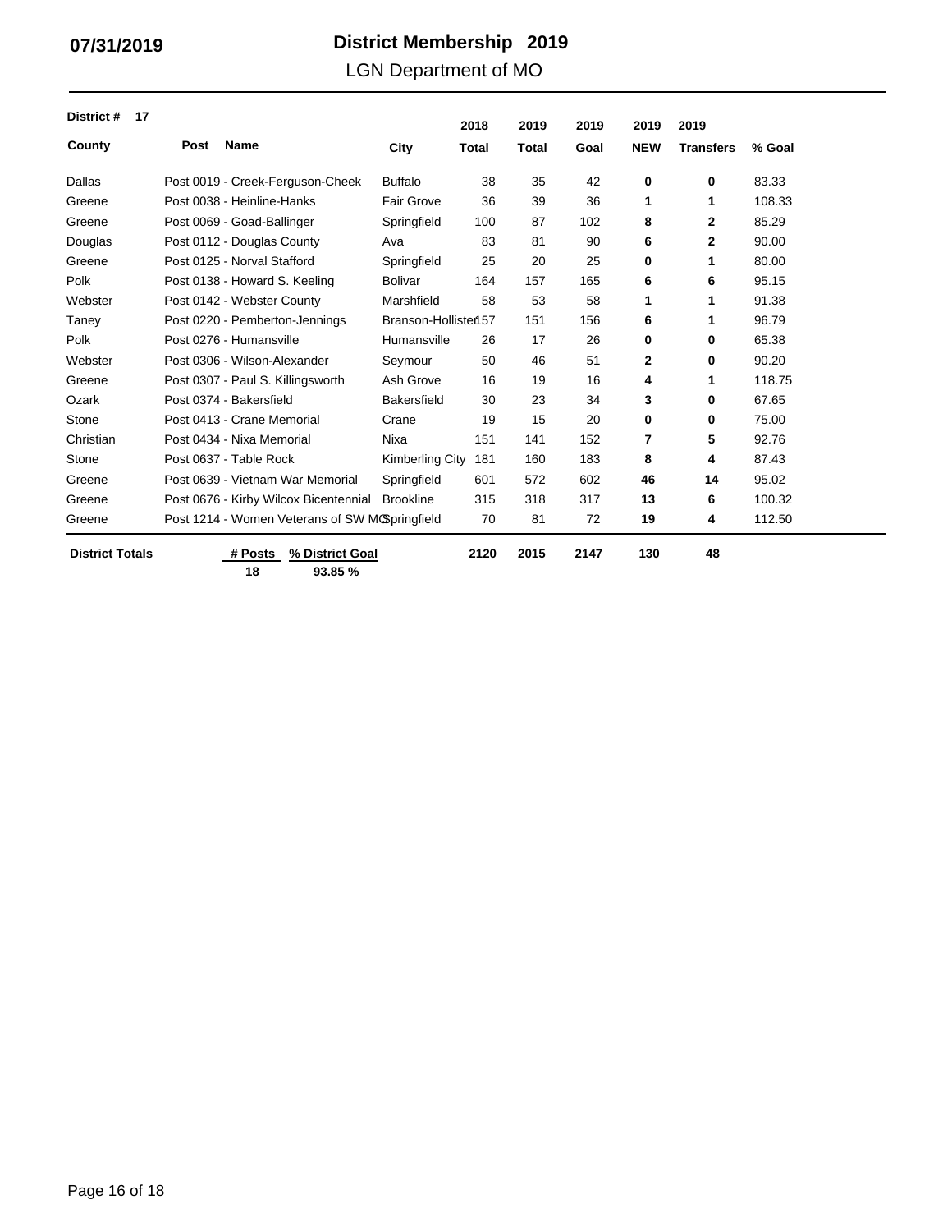**07/31/2019**

# District Membership 2019

## LGN Department of MO

**District # 17**

| County | Post Name | City | 2018 Total | 2019 Total | 2019 Goal | 2019 NEW | 2019 Transfers | % Goal |
|---|---|---|---|---|---|---|---|---|
| Dallas | Post 0019 - Creek-Ferguson-Cheek | Buffalo | 38 | 35 | 42 | **0** | **0** | 83.33 |
| Greene | Post 0038 - Heinline-Hanks | Fair Grove | 36 | 39 | 36 | **1** | **1** | 108.33 |
| Greene | Post 0069 - Goad-Ballinger | Springfield | 100 | 87 | 102 | **8** | **2** | 85.29 |
| Douglas | Post 0112 - Douglas County | Ava | 83 | 81 | 90 | **6** | **2** | 90.00 |
| Greene | Post 0125 - Norval Stafford | Springfield | 25 | 20 | 25 | **0** | **1** | 80.00 |
| Polk | Post 0138 - Howard S. Keeling | Bolivar | 164 | 157 | 165 | **6** | **6** | 95.15 |
| Webster | Post 0142 - Webster County | Marshfield | 58 | 53 | 58 | **1** | **1** | 91.38 |
| Taney | Post 0220 - Pemberton-Jennings | Branson-Hollister | 157 | 151 | 156 | **6** | **1** | 96.79 |
| Polk | Post 0276 - Humansville | Humansville | 26 | 17 | 26 | **0** | **0** | 65.38 |
| Webster | Post 0306 - Wilson-Alexander | Seymour | 50 | 46 | 51 | **2** | **0** | 90.20 |
| Greene | Post 0307 - Paul S. Killingsworth | Ash Grove | 16 | 19 | 16 | **4** | **1** | 118.75 |
| Ozark | Post 0374 - Bakersfield | Bakersfield | 30 | 23 | 34 | **3** | **0** | 67.65 |
| Stone | Post 0413 - Crane Memorial | Crane | 19 | 15 | 20 | **0** | **0** | 75.00 |
| Christian | Post 0434 - Nixa Memorial | Nixa | 151 | 141 | 152 | **7** | **5** | 92.76 |
| Stone | Post 0637 - Table Rock | Kimberling City | 181 | 160 | 183 | **8** | **4** | 87.43 |
| Greene | Post 0639 - Vietnam War Memorial | Springfield | 601 | 572 | 602 | **46** | **14** | 95.02 |
| Greene | Post 0676 - Kirby Wilcox Bicentennial | Brookline | 315 | 318 | 317 | **13** | **6** | 100.32 |
| Greene | Post 1214 - Women Veterans of SW MO | Springfield | 70 | 81 | 72 | **19** | **4** | 112.50 |
| **District Totals** | **# Posts** 18 / **% District Goal** 93.85 % | | **2120** | **2015** | **2147** | **130** | **48** | |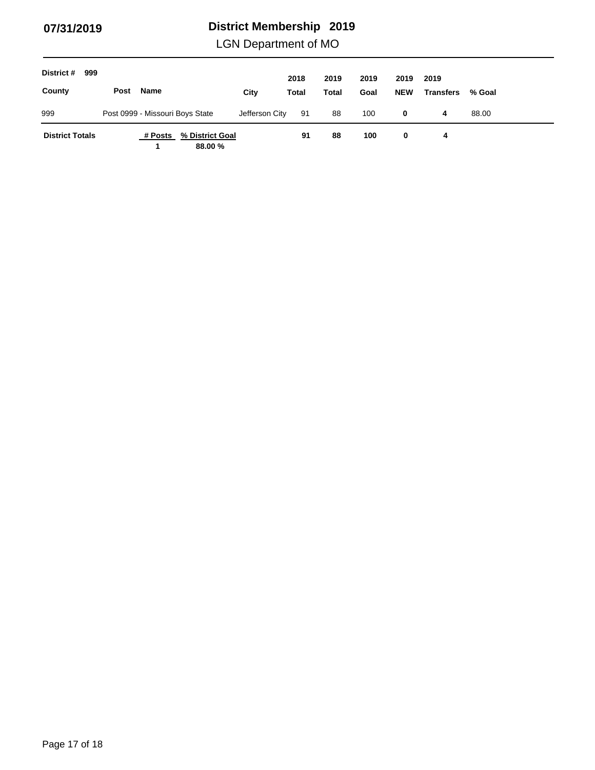07/31/2019

# District Membership 2019

LGN Department of MO

| District # 999 | | | | 2018 | 2019 | 2019 | 2019 | 2019 | |
|---|---|---|---|---|---|---|---|---|---|
| **County** | **Post** | **Name** | **City** | **Total** | **Total** | **Goal** | **NEW** | **Transfers** | **% Goal** |
| 999 | Post 0999 - Missouri Boys State | | Jefferson City | 91 | 88 | 100 | **0** | **4** | 88.00 |
| **District Totals** | **# Posts** 1 | **% District Goal** 88.00 % | | **91** | **88** | **100** | **0** | **4** | |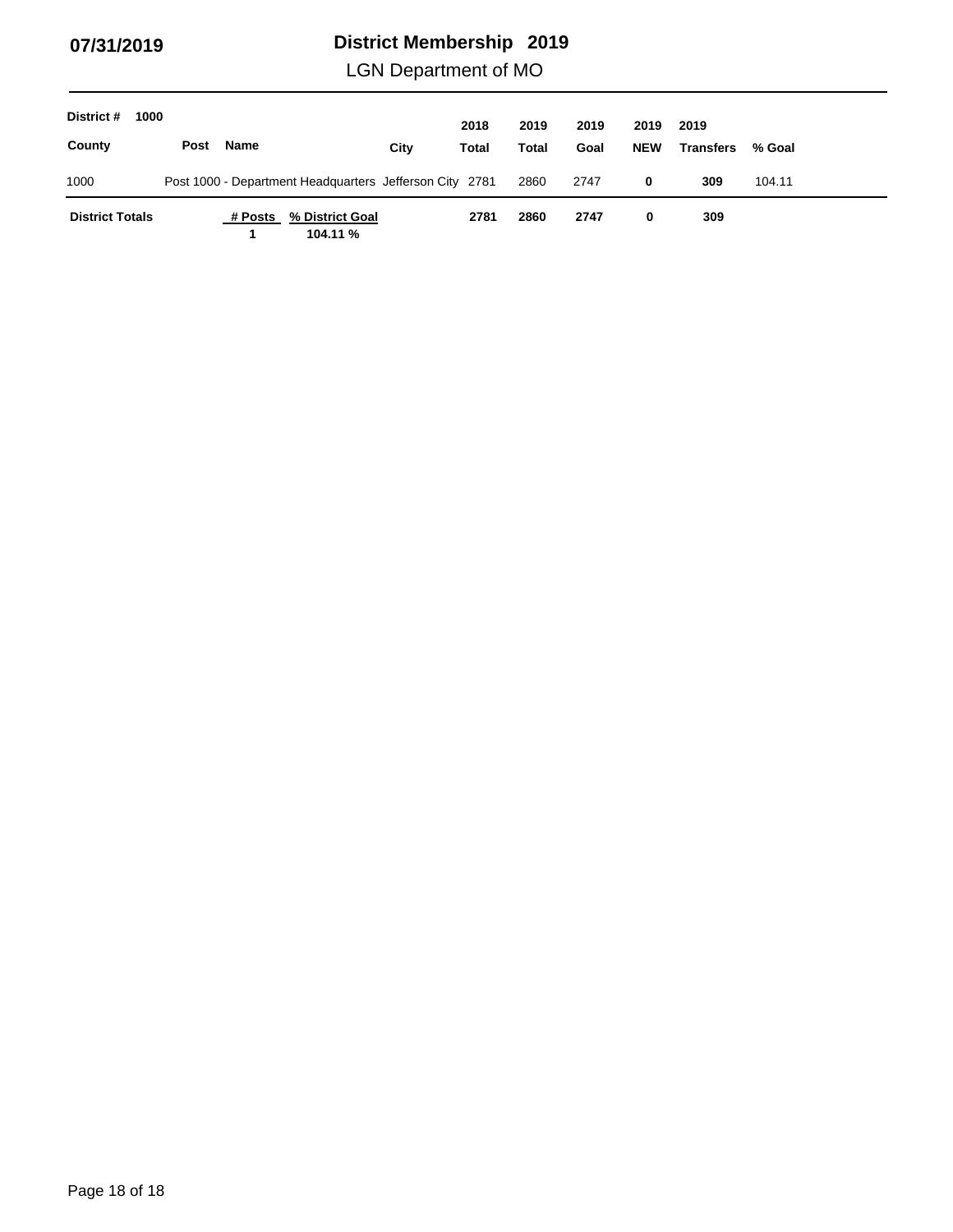07/31/2019

# District Membership 2019

LGN Department of MO

| District # 1000 County | Post Name | City | 2018 Total | 2019 Total | 2019 Goal | 2019 NEW | 2019 Transfers | % Goal |
|---|---|---|---|---|---|---|---|---|
| 1000 | Post 1000 - Department Headquarters | Jefferson City | 2781 | 2860 | 2747 | **0** | **309** | 104.11 |
| **District Totals** | **# Posts** 1 | **% District Goal** 104.11 % | **2781** | **2860** | **2747** | **0** | **309** | |